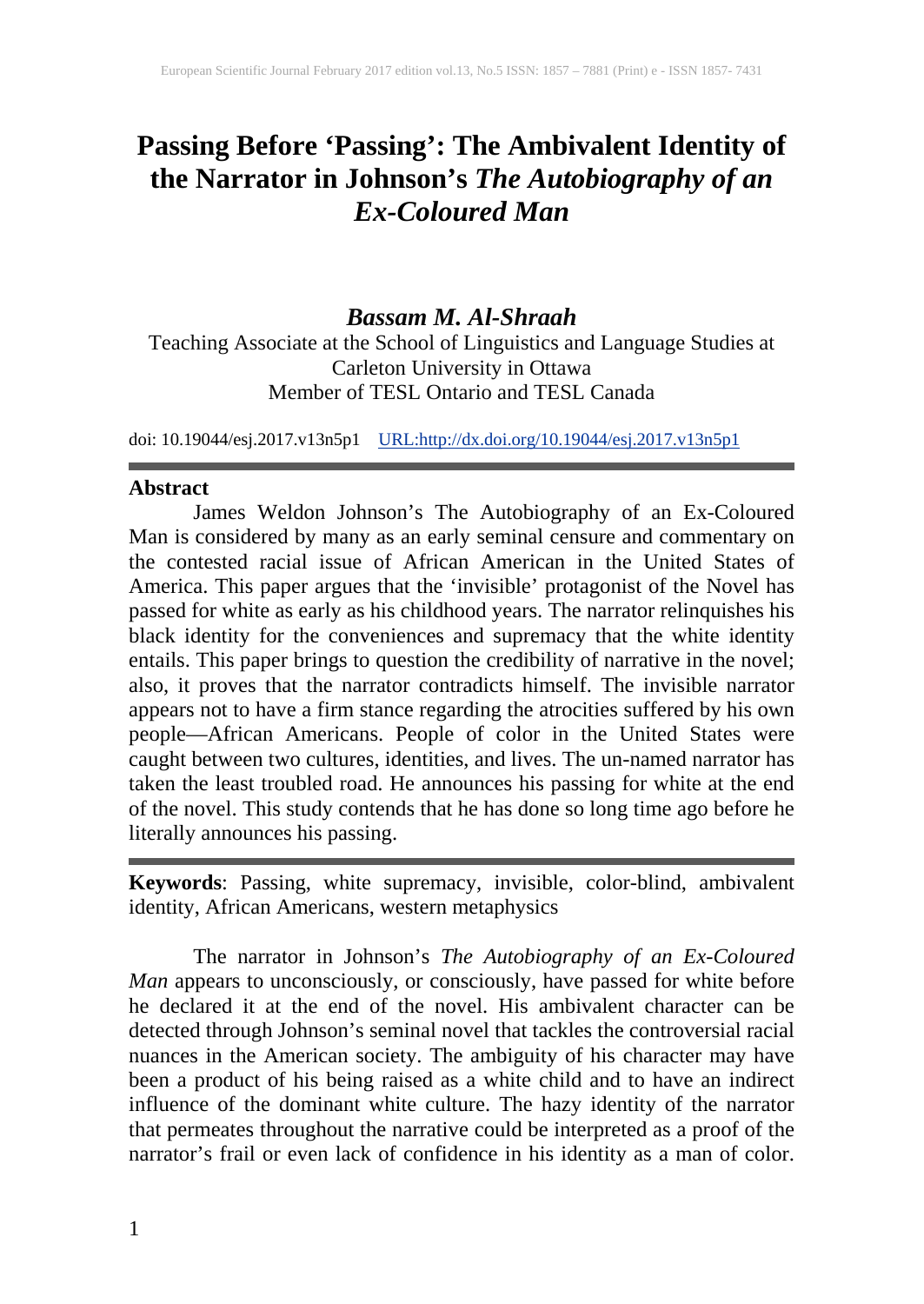# Passing Before 'Passing': The Ambivalent Identity of the Narrator in Johnson's *The Autobiography of an Ex-Coloured Man*

***Bassam M. Al-Shraah***

Teaching Associate at the School of Linguistics and Language Studies at Carleton University in Ottawa
Member of TESL Ontario and TESL Canada

doi: 10.19044/esj.2017.v13n5p1 URL:http://dx.doi.org/10.19044/esj.2017.v13n5p1

## Abstract

James Weldon Johnson's The Autobiography of an Ex-Coloured Man is considered by many as an early seminal censure and commentary on the contested racial issue of African American in the United States of America. This paper argues that the 'invisible' protagonist of the Novel has passed for white as early as his childhood years. The narrator relinquishes his black identity for the conveniences and supremacy that the white identity entails. This paper brings to question the credibility of narrative in the novel; also, it proves that the narrator contradicts himself. The invisible narrator appears not to have a firm stance regarding the atrocities suffered by his own people—African Americans. People of color in the United States were caught between two cultures, identities, and lives. The un-named narrator has taken the least troubled road. He announces his passing for white at the end of the novel. This study contends that he has done so long time ago before he literally announces his passing.

**Keywords**: Passing, white supremacy, invisible, color-blind, ambivalent identity, African Americans, western metaphysics

The narrator in Johnson's *The Autobiography of an Ex-Coloured Man* appears to unconsciously, or consciously, have passed for white before he declared it at the end of the novel. His ambivalent character can be detected through Johnson's seminal novel that tackles the controversial racial nuances in the American society. The ambiguity of his character may have been a product of his being raised as a white child and to have an indirect influence of the dominant white culture. The hazy identity of the narrator that permeates throughout the narrative could be interpreted as a proof of the narrator's frail or even lack of confidence in his identity as a man of color.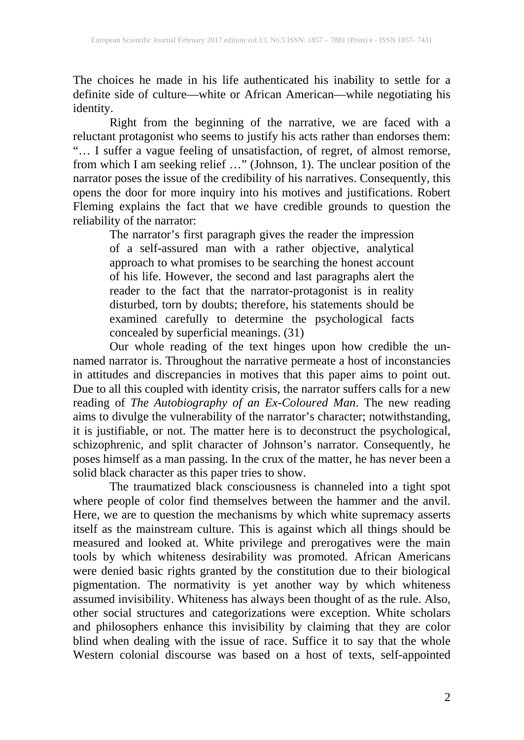The choices he made in his life authenticated his inability to settle for a definite side of culture—white or African American—while negotiating his identity.

Right from the beginning of the narrative, we are faced with a reluctant protagonist who seems to justify his acts rather than endorses them: "… I suffer a vague feeling of unsatisfaction, of regret, of almost remorse, from which I am seeking relief …" (Johnson, 1). The unclear position of the narrator poses the issue of the credibility of his narratives. Consequently, this opens the door for more inquiry into his motives and justifications. Robert Fleming explains the fact that we have credible grounds to question the reliability of the narrator:

> The narrator's first paragraph gives the reader the impression of a self-assured man with a rather objective, analytical approach to what promises to be searching the honest account of his life. However, the second and last paragraphs alert the reader to the fact that the narrator-protagonist is in reality disturbed, torn by doubts; therefore, his statements should be examined carefully to determine the psychological facts concealed by superficial meanings. (31)

Our whole reading of the text hinges upon how credible the un-named narrator is. Throughout the narrative permeate a host of inconstancies in attitudes and discrepancies in motives that this paper aims to point out. Due to all this coupled with identity crisis, the narrator suffers calls for a new reading of *The Autobiography of an Ex-Coloured Man*. The new reading aims to divulge the vulnerability of the narrator's character; notwithstanding, it is justifiable, or not. The matter here is to deconstruct the psychological, schizophrenic, and split character of Johnson's narrator. Consequently, he poses himself as a man passing. In the crux of the matter, he has never been a solid black character as this paper tries to show.

The traumatized black consciousness is channeled into a tight spot where people of color find themselves between the hammer and the anvil. Here, we are to question the mechanisms by which white supremacy asserts itself as the mainstream culture. This is against which all things should be measured and looked at. White privilege and prerogatives were the main tools by which whiteness desirability was promoted. African Americans were denied basic rights granted by the constitution due to their biological pigmentation. The normativity is yet another way by which whiteness assumed invisibility. Whiteness has always been thought of as the rule. Also, other social structures and categorizations were exception. White scholars and philosophers enhance this invisibility by claiming that they are color blind when dealing with the issue of race. Suffice it to say that the whole Western colonial discourse was based on a host of texts, self-appointed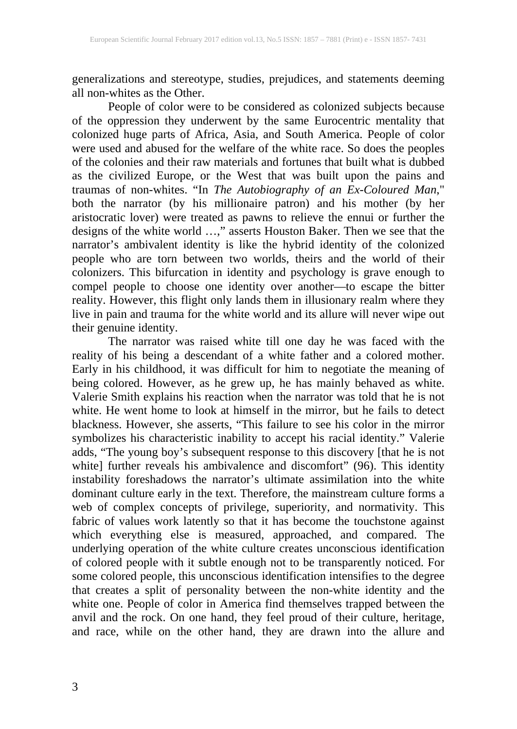generalizations and stereotype, studies, prejudices, and statements deeming all non-whites as the Other.

People of color were to be considered as colonized subjects because of the oppression they underwent by the same Eurocentric mentality that colonized huge parts of Africa, Asia, and South America. People of color were used and abused for the welfare of the white race. So does the peoples of the colonies and their raw materials and fortunes that built what is dubbed as the civilized Europe, or the West that was built upon the pains and traumas of non-whites. "In *The Autobiography of an Ex-Coloured Man*," both the narrator (by his millionaire patron) and his mother (by her aristocratic lover) were treated as pawns to relieve the ennui or further the designs of the white world …," asserts Houston Baker. Then we see that the narrator's ambivalent identity is like the hybrid identity of the colonized people who are torn between two worlds, theirs and the world of their colonizers. This bifurcation in identity and psychology is grave enough to compel people to choose one identity over another—to escape the bitter reality. However, this flight only lands them in illusionary realm where they live in pain and trauma for the white world and its allure will never wipe out their genuine identity.

The narrator was raised white till one day he was faced with the reality of his being a descendant of a white father and a colored mother. Early in his childhood, it was difficult for him to negotiate the meaning of being colored. However, as he grew up, he has mainly behaved as white. Valerie Smith explains his reaction when the narrator was told that he is not white. He went home to look at himself in the mirror, but he fails to detect blackness. However, she asserts, "This failure to see his color in the mirror symbolizes his characteristic inability to accept his racial identity." Valerie adds, "The young boy's subsequent response to this discovery [that he is not white] further reveals his ambivalence and discomfort" (96). This identity instability foreshadows the narrator's ultimate assimilation into the white dominant culture early in the text. Therefore, the mainstream culture forms a web of complex concepts of privilege, superiority, and normativity. This fabric of values work latently so that it has become the touchstone against which everything else is measured, approached, and compared. The underlying operation of the white culture creates unconscious identification of colored people with it subtle enough not to be transparently noticed. For some colored people, this unconscious identification intensifies to the degree that creates a split of personality between the non-white identity and the white one. People of color in America find themselves trapped between the anvil and the rock. On one hand, they feel proud of their culture, heritage, and race, while on the other hand, they are drawn into the allure and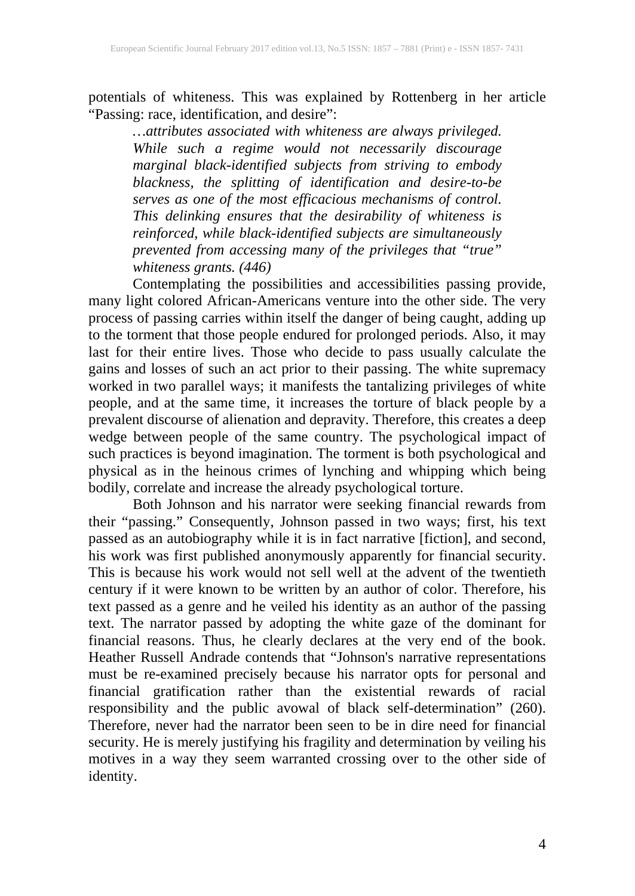potentials of whiteness. This was explained by Rottenberg in her article "Passing: race, identification, and desire":

> *…attributes associated with whiteness are always privileged. While such a regime would not necessarily discourage marginal black-identified subjects from striving to embody blackness, the splitting of identification and desire-to-be serves as one of the most efficacious mechanisms of control. This delinking ensures that the desirability of whiteness is reinforced, while black-identified subjects are simultaneously prevented from accessing many of the privileges that "true" whiteness grants. (446)*

Contemplating the possibilities and accessibilities passing provide, many light colored African-Americans venture into the other side. The very process of passing carries within itself the danger of being caught, adding up to the torment that those people endured for prolonged periods. Also, it may last for their entire lives. Those who decide to pass usually calculate the gains and losses of such an act prior to their passing. The white supremacy worked in two parallel ways; it manifests the tantalizing privileges of white people, and at the same time, it increases the torture of black people by a prevalent discourse of alienation and depravity. Therefore, this creates a deep wedge between people of the same country. The psychological impact of such practices is beyond imagination. The torment is both psychological and physical as in the heinous crimes of lynching and whipping which being bodily, correlate and increase the already psychological torture.

Both Johnson and his narrator were seeking financial rewards from their "passing." Consequently, Johnson passed in two ways; first, his text passed as an autobiography while it is in fact narrative [fiction], and second, his work was first published anonymously apparently for financial security. This is because his work would not sell well at the advent of the twentieth century if it were known to be written by an author of color. Therefore, his text passed as a genre and he veiled his identity as an author of the passing text. The narrator passed by adopting the white gaze of the dominant for financial reasons. Thus, he clearly declares at the very end of the book. Heather Russell Andrade contends that "Johnson's narrative representations must be re-examined precisely because his narrator opts for personal and financial gratification rather than the existential rewards of racial responsibility and the public avowal of black self-determination" (260). Therefore, never had the narrator been seen to be in dire need for financial security. He is merely justifying his fragility and determination by veiling his motives in a way they seem warranted crossing over to the other side of identity.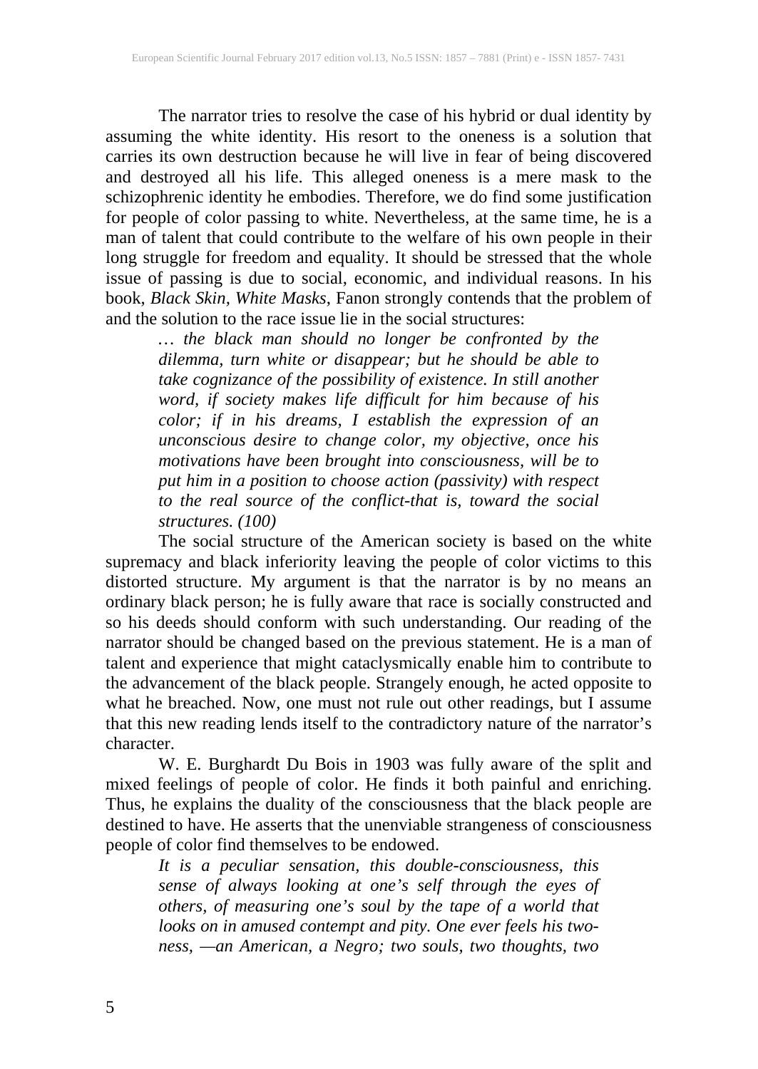The narrator tries to resolve the case of his hybrid or dual identity by assuming the white identity. His resort to the oneness is a solution that carries its own destruction because he will live in fear of being discovered and destroyed all his life. This alleged oneness is a mere mask to the schizophrenic identity he embodies. Therefore, we do find some justification for people of color passing to white. Nevertheless, at the same time, he is a man of talent that could contribute to the welfare of his own people in their long struggle for freedom and equality. It should be stressed that the whole issue of passing is due to social, economic, and individual reasons. In his book, *Black Skin, White Masks*, Fanon strongly contends that the problem of and the solution to the race issue lie in the social structures:

> *… the black man should no longer be confronted by the dilemma, turn white or disappear; but he should be able to take cognizance of the possibility of existence. In still another word, if society makes life difficult for him because of his color; if in his dreams, I establish the expression of an unconscious desire to change color, my objective, once his motivations have been brought into consciousness, will be to put him in a position to choose action (passivity) with respect to the real source of the conflict-that is, toward the social structures. (100)*

The social structure of the American society is based on the white supremacy and black inferiority leaving the people of color victims to this distorted structure. My argument is that the narrator is by no means an ordinary black person; he is fully aware that race is socially constructed and so his deeds should conform with such understanding. Our reading of the narrator should be changed based on the previous statement. He is a man of talent and experience that might cataclysmically enable him to contribute to the advancement of the black people. Strangely enough, he acted opposite to what he breached. Now, one must not rule out other readings, but I assume that this new reading lends itself to the contradictory nature of the narrator's character.

W. E. Burghardt Du Bois in 1903 was fully aware of the split and mixed feelings of people of color. He finds it both painful and enriching. Thus, he explains the duality of the consciousness that the black people are destined to have. He asserts that the unenviable strangeness of consciousness people of color find themselves to be endowed.

> *It is a peculiar sensation, this double-consciousness, this sense of always looking at one's self through the eyes of others, of measuring one's soul by the tape of a world that looks on in amused contempt and pity. One ever feels his two-ness, —an American, a Negro; two souls, two thoughts, two*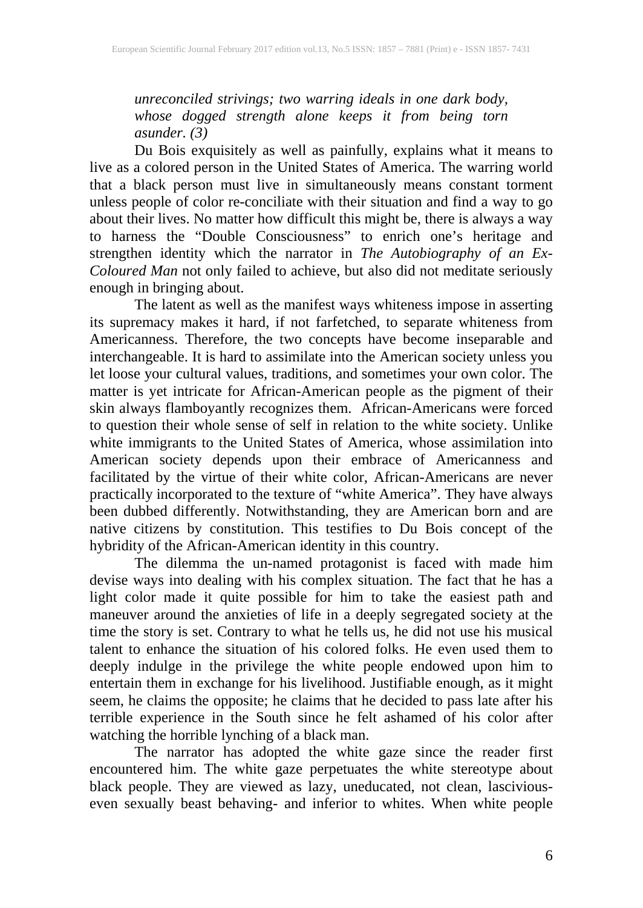> *unreconciled strivings; two warring ideals in one dark body, whose dogged strength alone keeps it from being torn asunder. (3)*

Du Bois exquisitely as well as painfully, explains what it means to live as a colored person in the United States of America. The warring world that a black person must live in simultaneously means constant torment unless people of color re-conciliate with their situation and find a way to go about their lives. No matter how difficult this might be, there is always a way to harness the "Double Consciousness" to enrich one's heritage and strengthen identity which the narrator in *The Autobiography of an Ex-Coloured Man* not only failed to achieve, but also did not meditate seriously enough in bringing about.

The latent as well as the manifest ways whiteness impose in asserting its supremacy makes it hard, if not farfetched, to separate whiteness from Americanness. Therefore, the two concepts have become inseparable and interchangeable. It is hard to assimilate into the American society unless you let loose your cultural values, traditions, and sometimes your own color. The matter is yet intricate for African-American people as the pigment of their skin always flamboyantly recognizes them. African-Americans were forced to question their whole sense of self in relation to the white society. Unlike white immigrants to the United States of America, whose assimilation into American society depends upon their embrace of Americanness and facilitated by the virtue of their white color, African-Americans are never practically incorporated to the texture of "white America". They have always been dubbed differently. Notwithstanding, they are American born and are native citizens by constitution. This testifies to Du Bois concept of the hybridity of the African-American identity in this country.

The dilemma the un-named protagonist is faced with made him devise ways into dealing with his complex situation. The fact that he has a light color made it quite possible for him to take the easiest path and maneuver around the anxieties of life in a deeply segregated society at the time the story is set. Contrary to what he tells us, he did not use his musical talent to enhance the situation of his colored folks. He even used them to deeply indulge in the privilege the white people endowed upon him to entertain them in exchange for his livelihood. Justifiable enough, as it might seem, he claims the opposite; he claims that he decided to pass late after his terrible experience in the South since he felt ashamed of his color after watching the horrible lynching of a black man.

The narrator has adopted the white gaze since the reader first encountered him. The white gaze perpetuates the white stereotype about black people. They are viewed as lazy, uneducated, not clean, lascivious- even sexually beast behaving- and inferior to whites. When white people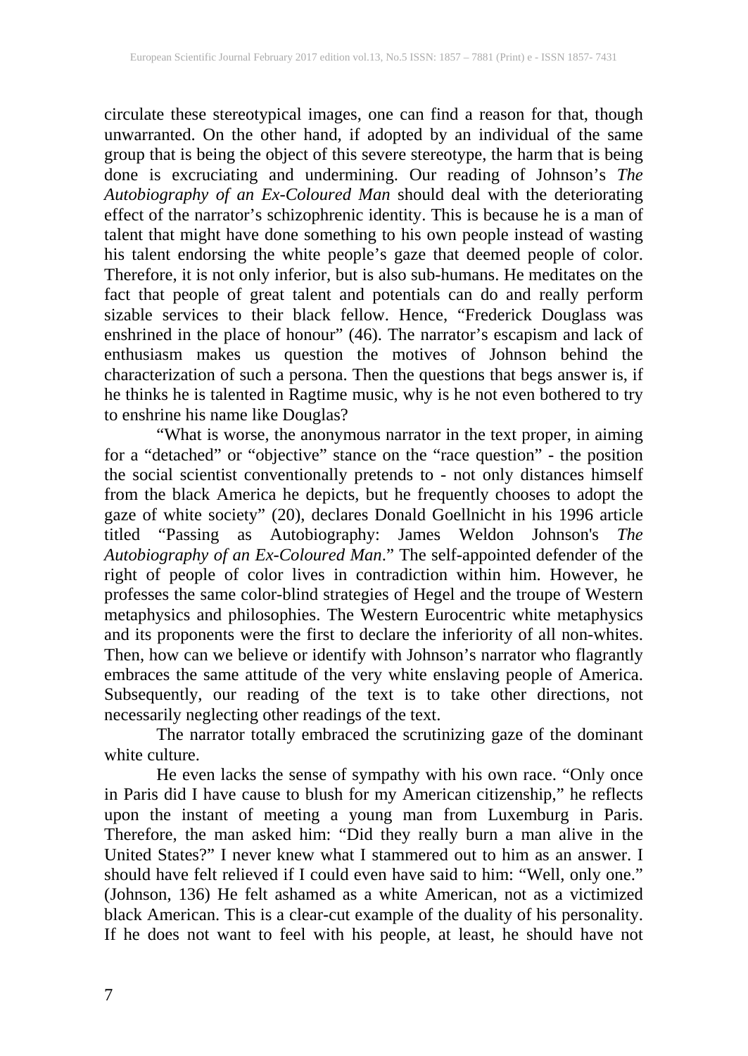circulate these stereotypical images, one can find a reason for that, though unwarranted. On the other hand, if adopted by an individual of the same group that is being the object of this severe stereotype, the harm that is being done is excruciating and undermining. Our reading of Johnson's *The Autobiography of an Ex-Coloured Man* should deal with the deteriorating effect of the narrator's schizophrenic identity. This is because he is a man of talent that might have done something to his own people instead of wasting his talent endorsing the white people's gaze that deemed people of color. Therefore, it is not only inferior, but is also sub-humans. He meditates on the fact that people of great talent and potentials can do and really perform sizable services to their black fellow. Hence, "Frederick Douglass was enshrined in the place of honour" (46). The narrator's escapism and lack of enthusiasm makes us question the motives of Johnson behind the characterization of such a persona. Then the questions that begs answer is, if he thinks he is talented in Ragtime music, why is he not even bothered to try to enshrine his name like Douglas?

"What is worse, the anonymous narrator in the text proper, in aiming for a "detached" or "objective" stance on the "race question" - the position the social scientist conventionally pretends to - not only distances himself from the black America he depicts, but he frequently chooses to adopt the gaze of white society" (20), declares Donald Goellnicht in his 1996 article titled "Passing as Autobiography: James Weldon Johnson's *The Autobiography of an Ex-Coloured Man*." The self-appointed defender of the right of people of color lives in contradiction within him. However, he professes the same color-blind strategies of Hegel and the troupe of Western metaphysics and philosophies. The Western Eurocentric white metaphysics and its proponents were the first to declare the inferiority of all non-whites. Then, how can we believe or identify with Johnson's narrator who flagrantly embraces the same attitude of the very white enslaving people of America. Subsequently, our reading of the text is to take other directions, not necessarily neglecting other readings of the text.

The narrator totally embraced the scrutinizing gaze of the dominant white culture.

He even lacks the sense of sympathy with his own race. "Only once in Paris did I have cause to blush for my American citizenship," he reflects upon the instant of meeting a young man from Luxemburg in Paris. Therefore, the man asked him: "Did they really burn a man alive in the United States?" I never knew what I stammered out to him as an answer. I should have felt relieved if I could even have said to him: "Well, only one." (Johnson, 136) He felt ashamed as a white American, not as a victimized black American. This is a clear-cut example of the duality of his personality. If he does not want to feel with his people, at least, he should have not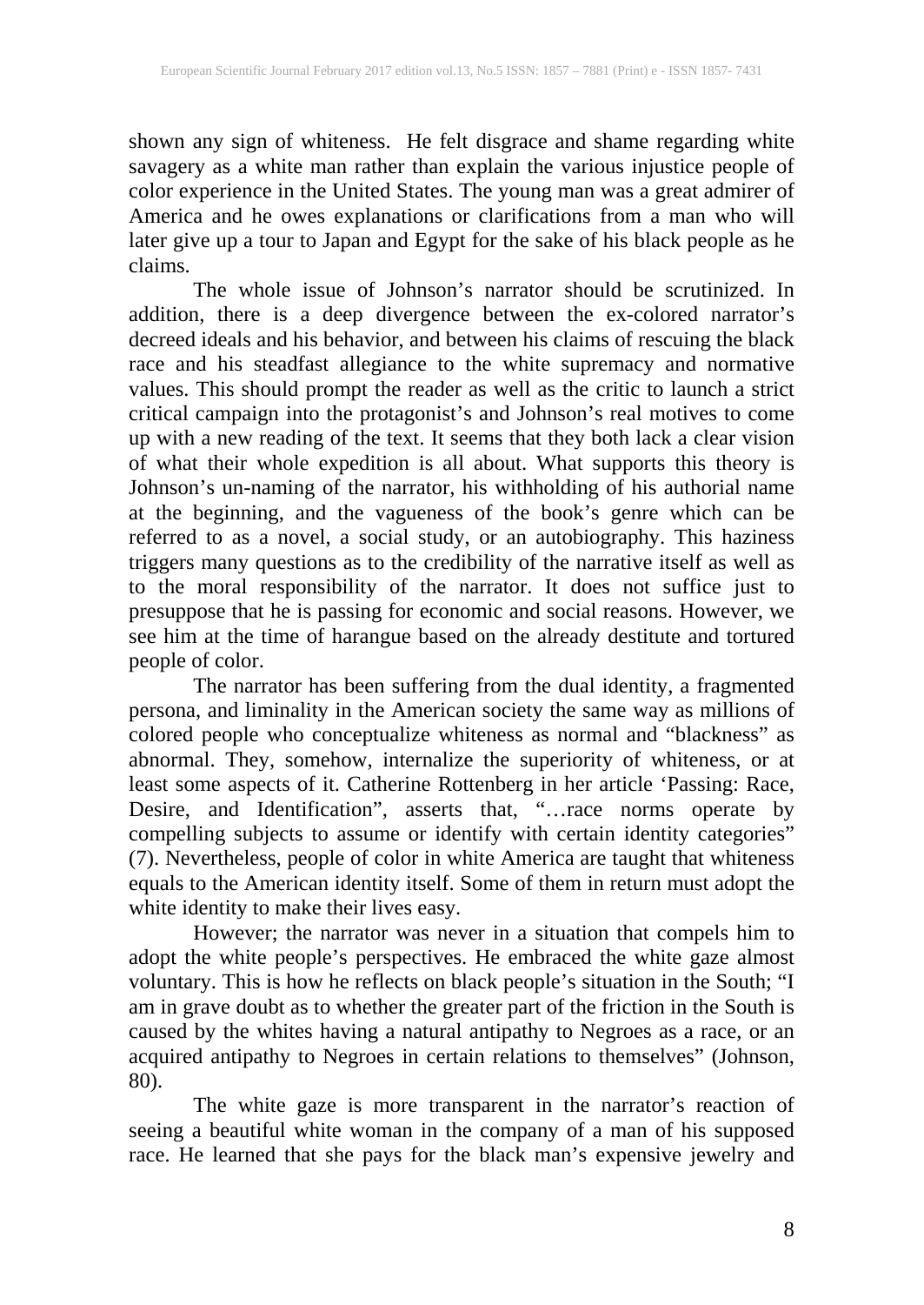shown any sign of whiteness. He felt disgrace and shame regarding white savagery as a white man rather than explain the various injustice people of color experience in the United States. The young man was a great admirer of America and he owes explanations or clarifications from a man who will later give up a tour to Japan and Egypt for the sake of his black people as he claims.

The whole issue of Johnson's narrator should be scrutinized. In addition, there is a deep divergence between the ex-colored narrator's decreed ideals and his behavior, and between his claims of rescuing the black race and his steadfast allegiance to the white supremacy and normative values. This should prompt the reader as well as the critic to launch a strict critical campaign into the protagonist's and Johnson's real motives to come up with a new reading of the text. It seems that they both lack a clear vision of what their whole expedition is all about. What supports this theory is Johnson's un-naming of the narrator, his withholding of his authorial name at the beginning, and the vagueness of the book's genre which can be referred to as a novel, a social study, or an autobiography. This haziness triggers many questions as to the credibility of the narrative itself as well as to the moral responsibility of the narrator. It does not suffice just to presuppose that he is passing for economic and social reasons. However, we see him at the time of harangue based on the already destitute and tortured people of color.

The narrator has been suffering from the dual identity, a fragmented persona, and liminality in the American society the same way as millions of colored people who conceptualize whiteness as normal and "blackness" as abnormal. They, somehow, internalize the superiority of whiteness, or at least some aspects of it. Catherine Rottenberg in her article 'Passing: Race, Desire, and Identification", asserts that, "…race norms operate by compelling subjects to assume or identify with certain identity categories" (7). Nevertheless, people of color in white America are taught that whiteness equals to the American identity itself. Some of them in return must adopt the white identity to make their lives easy.

However; the narrator was never in a situation that compels him to adopt the white people's perspectives. He embraced the white gaze almost voluntary. This is how he reflects on black people's situation in the South; "I am in grave doubt as to whether the greater part of the friction in the South is caused by the whites having a natural antipathy to Negroes as a race, or an acquired antipathy to Negroes in certain relations to themselves" (Johnson, 80).

The white gaze is more transparent in the narrator's reaction of seeing a beautiful white woman in the company of a man of his supposed race. He learned that she pays for the black man's expensive jewelry and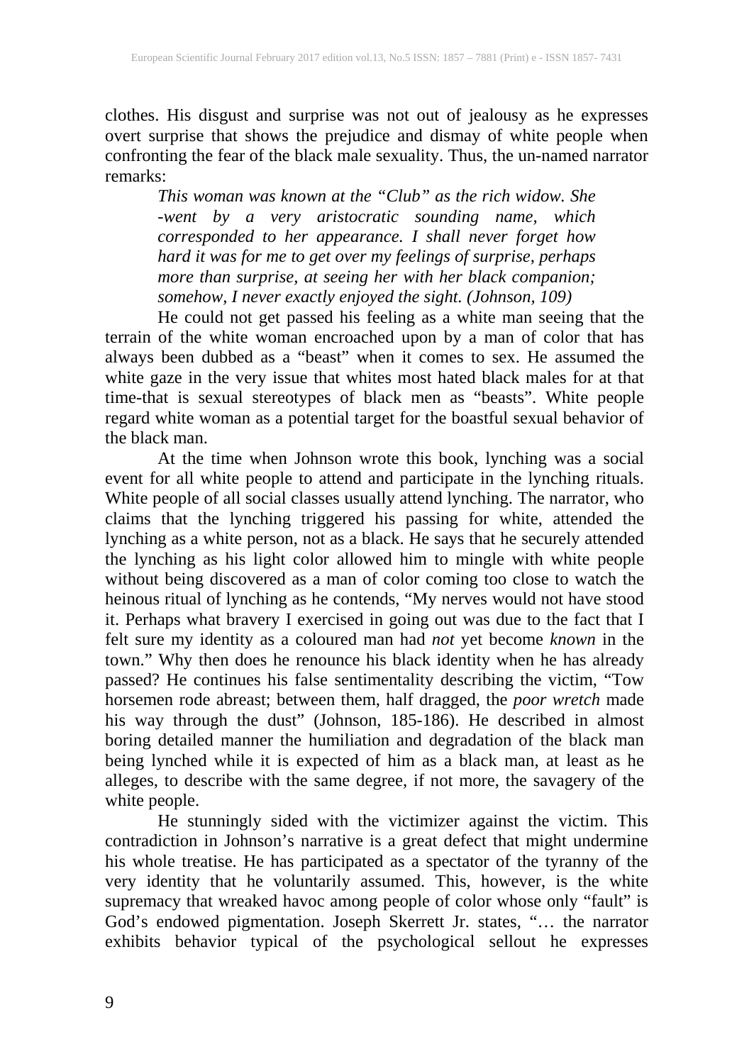clothes. His disgust and surprise was not out of jealousy as he expresses overt surprise that shows the prejudice and dismay of white people when confronting the fear of the black male sexuality. Thus, the un-named narrator remarks:

> *This woman was known at the "Club" as the rich widow. She -went by a very aristocratic sounding name, which corresponded to her appearance. I shall never forget how hard it was for me to get over my feelings of surprise, perhaps more than surprise, at seeing her with her black companion; somehow, I never exactly enjoyed the sight. (Johnson, 109)*

He could not get passed his feeling as a white man seeing that the terrain of the white woman encroached upon by a man of color that has always been dubbed as a "beast" when it comes to sex. He assumed the white gaze in the very issue that whites most hated black males for at that time-that is sexual stereotypes of black men as "beasts". White people regard white woman as a potential target for the boastful sexual behavior of the black man.

At the time when Johnson wrote this book, lynching was a social event for all white people to attend and participate in the lynching rituals. White people of all social classes usually attend lynching. The narrator, who claims that the lynching triggered his passing for white, attended the lynching as a white person, not as a black. He says that he securely attended the lynching as his light color allowed him to mingle with white people without being discovered as a man of color coming too close to watch the heinous ritual of lynching as he contends, "My nerves would not have stood it. Perhaps what bravery I exercised in going out was due to the fact that I felt sure my identity as a coloured man had *not* yet become *known* in the town." Why then does he renounce his black identity when he has already passed? He continues his false sentimentality describing the victim, "Tow horsemen rode abreast; between them, half dragged, the *poor wretch* made his way through the dust" (Johnson, 185-186). He described in almost boring detailed manner the humiliation and degradation of the black man being lynched while it is expected of him as a black man, at least as he alleges, to describe with the same degree, if not more, the savagery of the white people.

He stunningly sided with the victimizer against the victim. This contradiction in Johnson's narrative is a great defect that might undermine his whole treatise. He has participated as a spectator of the tyranny of the very identity that he voluntarily assumed. This, however, is the white supremacy that wreaked havoc among people of color whose only "fault" is God's endowed pigmentation. Joseph Skerrett Jr. states, "… the narrator exhibits behavior typical of the psychological sellout he expresses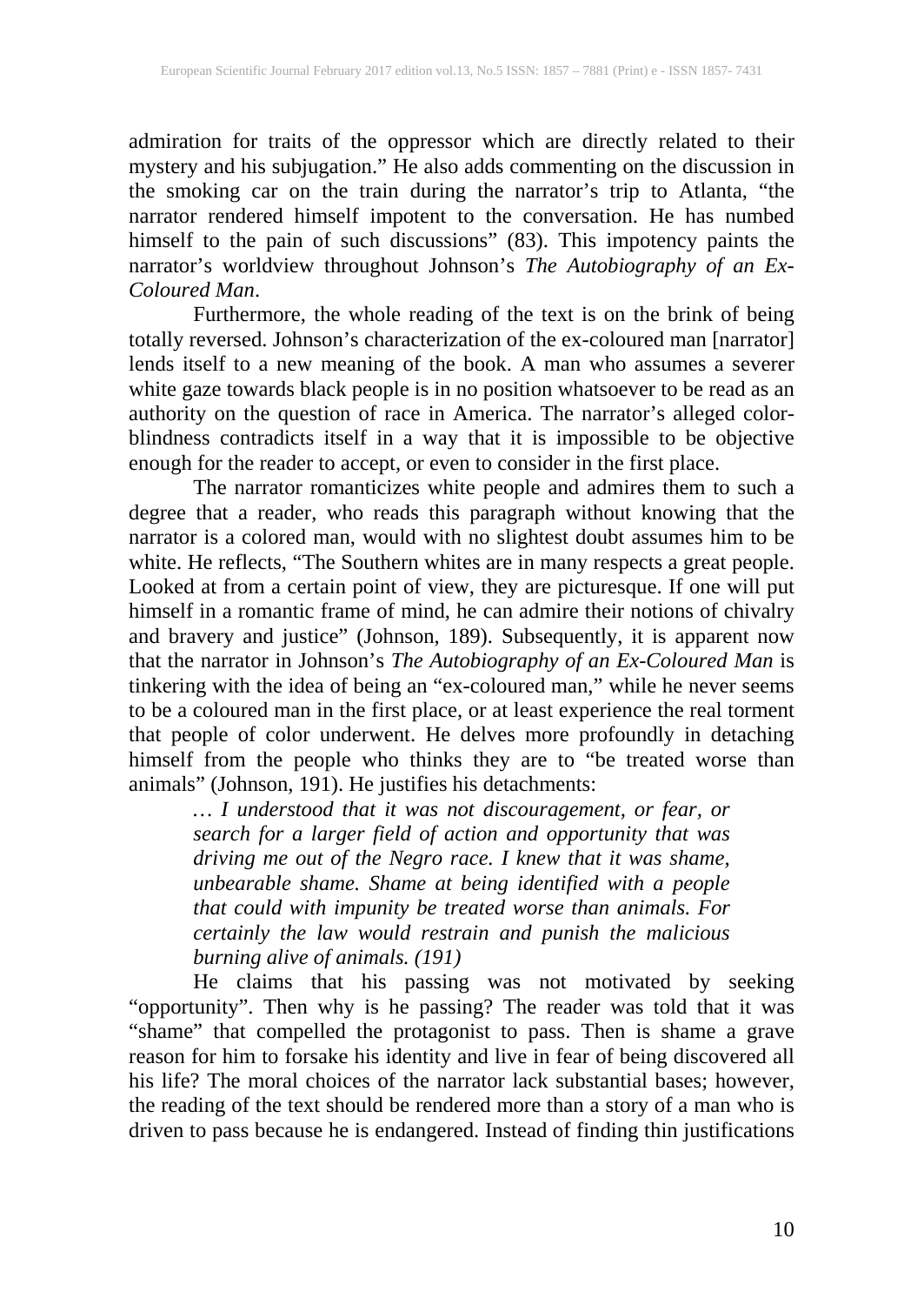admiration for traits of the oppressor which are directly related to their mystery and his subjugation." He also adds commenting on the discussion in the smoking car on the train during the narrator's trip to Atlanta, "the narrator rendered himself impotent to the conversation. He has numbed himself to the pain of such discussions" (83). This impotency paints the narrator's worldview throughout Johnson's *The Autobiography of an Ex-Coloured Man*.

Furthermore, the whole reading of the text is on the brink of being totally reversed. Johnson's characterization of the ex-coloured man [narrator] lends itself to a new meaning of the book. A man who assumes a severer white gaze towards black people is in no position whatsoever to be read as an authority on the question of race in America. The narrator's alleged color-blindness contradicts itself in a way that it is impossible to be objective enough for the reader to accept, or even to consider in the first place.

The narrator romanticizes white people and admires them to such a degree that a reader, who reads this paragraph without knowing that the narrator is a colored man, would with no slightest doubt assumes him to be white. He reflects, "The Southern whites are in many respects a great people. Looked at from a certain point of view, they are picturesque. If one will put himself in a romantic frame of mind, he can admire their notions of chivalry and bravery and justice" (Johnson, 189). Subsequently, it is apparent now that the narrator in Johnson's *The Autobiography of an Ex-Coloured Man* is tinkering with the idea of being an "ex-coloured man," while he never seems to be a coloured man in the first place, or at least experience the real torment that people of color underwent. He delves more profoundly in detaching himself from the people who thinks they are to "be treated worse than animals" (Johnson, 191). He justifies his detachments:

> *… I understood that it was not discouragement, or fear, or search for a larger field of action and opportunity that was driving me out of the Negro race. I knew that it was shame, unbearable shame. Shame at being identified with a people that could with impunity be treated worse than animals. For certainly the law would restrain and punish the malicious burning alive of animals. (191)*

He claims that his passing was not motivated by seeking "opportunity". Then why is he passing? The reader was told that it was "shame" that compelled the protagonist to pass. Then is shame a grave reason for him to forsake his identity and live in fear of being discovered all his life? The moral choices of the narrator lack substantial bases; however, the reading of the text should be rendered more than a story of a man who is driven to pass because he is endangered. Instead of finding thin justifications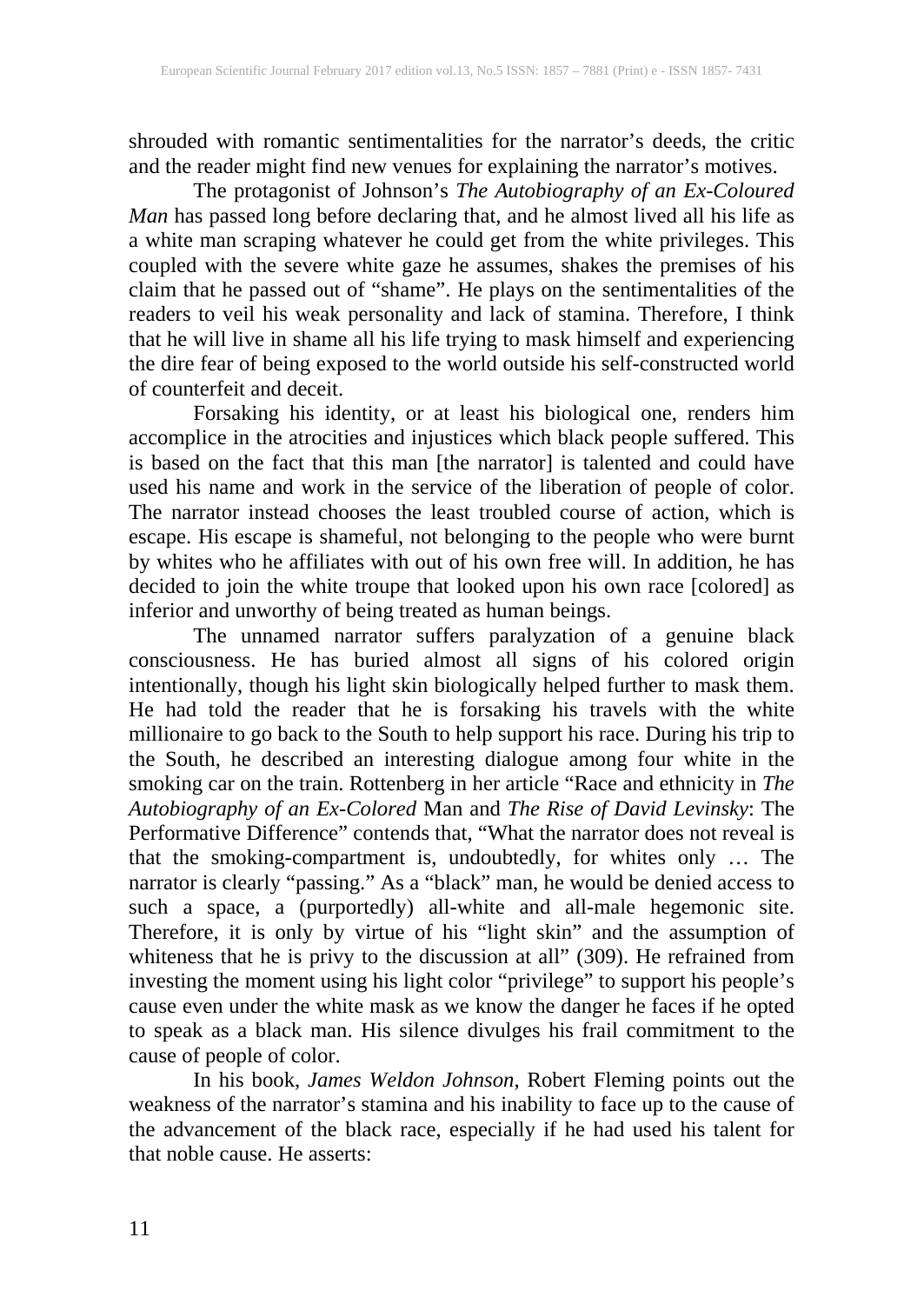shrouded with romantic sentimentalities for the narrator's deeds, the critic and the reader might find new venues for explaining the narrator's motives.

The protagonist of Johnson's *The Autobiography of an Ex-Coloured Man* has passed long before declaring that, and he almost lived all his life as a white man scraping whatever he could get from the white privileges. This coupled with the severe white gaze he assumes, shakes the premises of his claim that he passed out of "shame". He plays on the sentimentalities of the readers to veil his weak personality and lack of stamina. Therefore, I think that he will live in shame all his life trying to mask himself and experiencing the dire fear of being exposed to the world outside his self-constructed world of counterfeit and deceit.

Forsaking his identity, or at least his biological one, renders him accomplice in the atrocities and injustices which black people suffered. This is based on the fact that this man [the narrator] is talented and could have used his name and work in the service of the liberation of people of color. The narrator instead chooses the least troubled course of action, which is escape. His escape is shameful, not belonging to the people who were burnt by whites who he affiliates with out of his own free will. In addition, he has decided to join the white troupe that looked upon his own race [colored] as inferior and unworthy of being treated as human beings.

The unnamed narrator suffers paralyzation of a genuine black consciousness. He has buried almost all signs of his colored origin intentionally, though his light skin biologically helped further to mask them. He had told the reader that he is forsaking his travels with the white millionaire to go back to the South to help support his race. During his trip to the South, he described an interesting dialogue among four white in the smoking car on the train. Rottenberg in her article "Race and ethnicity in *The Autobiography of an Ex-Colored* Man and *The Rise of David Levinsky*: The Performative Difference" contends that, "What the narrator does not reveal is that the smoking-compartment is, undoubtedly, for whites only … The narrator is clearly "passing." As a "black" man, he would be denied access to such a space, a (purportedly) all-white and all-male hegemonic site. Therefore, it is only by virtue of his "light skin" and the assumption of whiteness that he is privy to the discussion at all" (309). He refrained from investing the moment using his light color "privilege" to support his people's cause even under the white mask as we know the danger he faces if he opted to speak as a black man. His silence divulges his frail commitment to the cause of people of color.

In his book, *James Weldon Johnson*, Robert Fleming points out the weakness of the narrator's stamina and his inability to face up to the cause of the advancement of the black race, especially if he had used his talent for that noble cause. He asserts: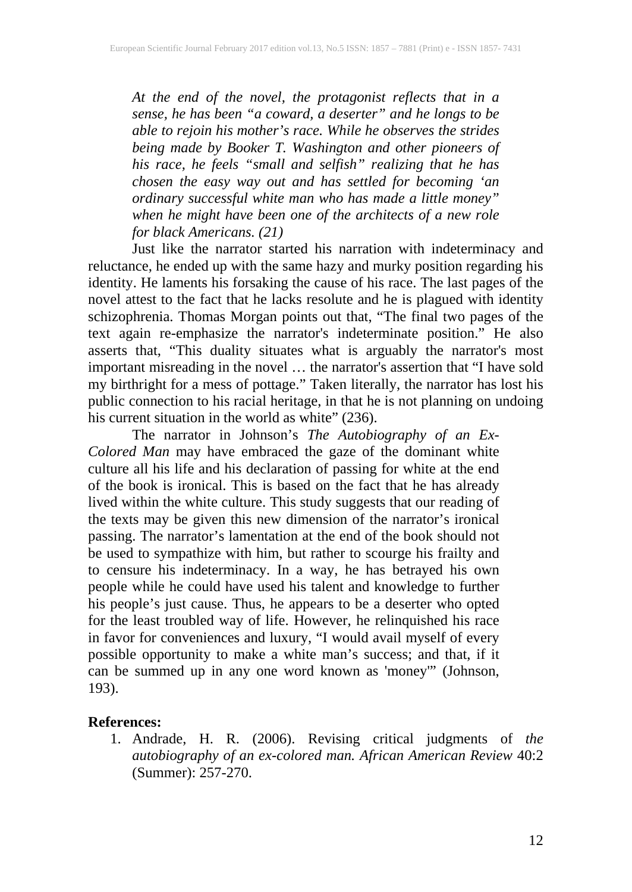> *At the end of the novel, the protagonist reflects that in a sense, he has been "a coward, a deserter" and he longs to be able to rejoin his mother's race. While he observes the strides being made by Booker T. Washington and other pioneers of his race, he feels "small and selfish" realizing that he has chosen the easy way out and has settled for becoming 'an ordinary successful white man who has made a little money" when he might have been one of the architects of a new role for black Americans. (21)*

Just like the narrator started his narration with indeterminacy and reluctance, he ended up with the same hazy and murky position regarding his identity. He laments his forsaking the cause of his race. The last pages of the novel attest to the fact that he lacks resolute and he is plagued with identity schizophrenia. Thomas Morgan points out that, "The final two pages of the text again re-emphasize the narrator's indeterminate position." He also asserts that, "This duality situates what is arguably the narrator's most important misreading in the novel … the narrator's assertion that "I have sold my birthright for a mess of pottage." Taken literally, the narrator has lost his public connection to his racial heritage, in that he is not planning on undoing his current situation in the world as white" (236).

The narrator in Johnson's *The Autobiography of an Ex-Colored Man* may have embraced the gaze of the dominant white culture all his life and his declaration of passing for white at the end of the book is ironical. This is based on the fact that he has already lived within the white culture. This study suggests that our reading of the texts may be given this new dimension of the narrator's ironical passing. The narrator's lamentation at the end of the book should not be used to sympathize with him, but rather to scourge his frailty and to censure his indeterminacy. In a way, he has betrayed his own people while he could have used his talent and knowledge to further his people's just cause. Thus, he appears to be a deserter who opted for the least troubled way of life. However, he relinquished his race in favor for conveniences and luxury, "I would avail myself of every possible opportunity to make a white man's success; and that, if it can be summed up in any one word known as 'money'" (Johnson, 193).

## References:

1. Andrade, H. R. (2006). Revising critical judgments of *the autobiography of an ex-colored man. African American Review* 40:2 (Summer): 257-270.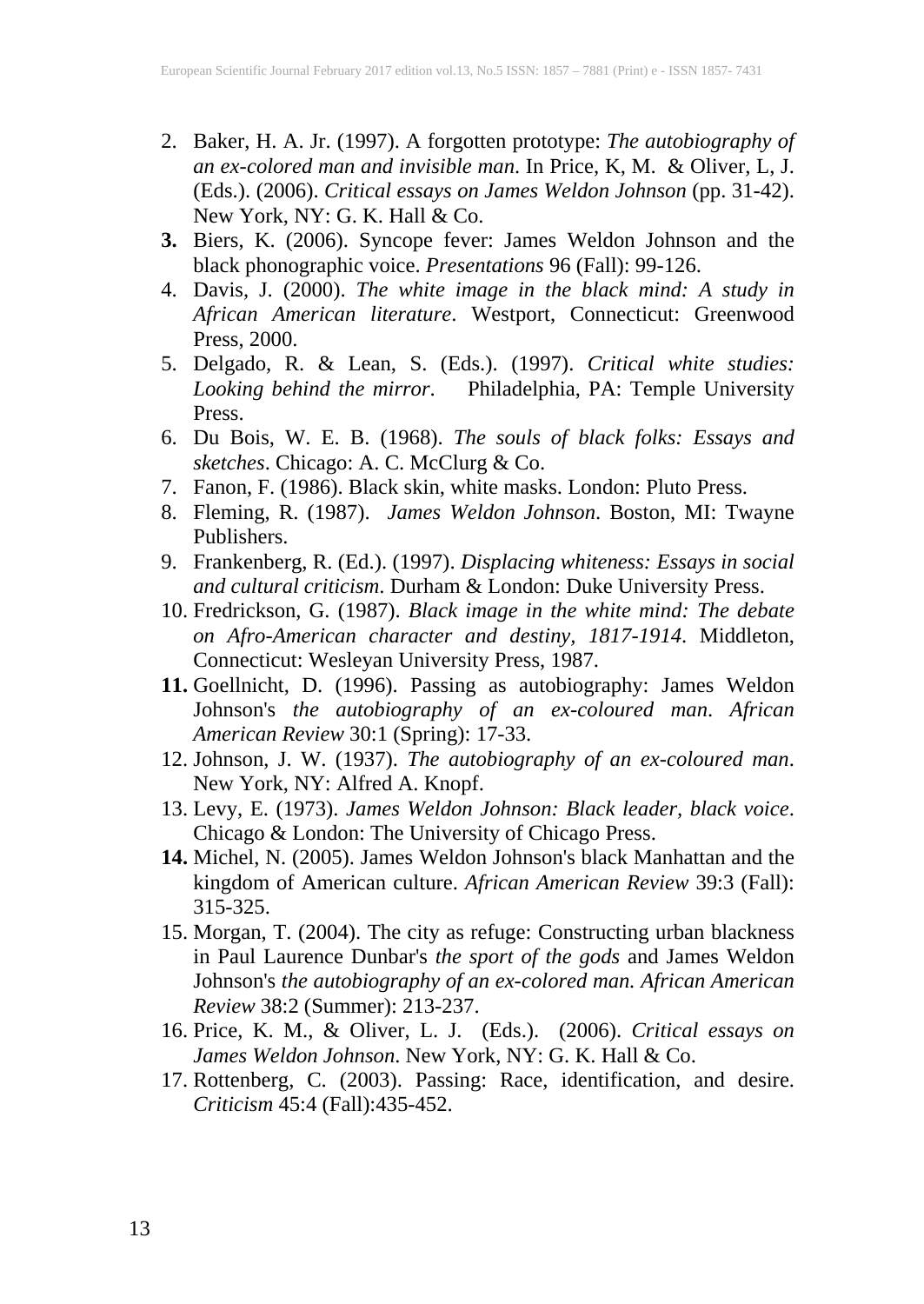2. Baker, H. A. Jr. (1997). A forgotten prototype: *The autobiography of an ex-colored man and invisible man*. In Price, K, M. & Oliver, L, J. (Eds.). (2006). *Critical essays on James Weldon Johnson* (pp. 31-42). New York, NY: G. K. Hall & Co.
3. Biers, K. (2006). Syncope fever: James Weldon Johnson and the black phonographic voice. *Presentations* 96 (Fall): 99-126.
4. Davis, J. (2000). *The white image in the black mind: A study in African American literature*. Westport, Connecticut: Greenwood Press, 2000.
5. Delgado, R. & Lean, S. (Eds.). (1997). *Critical white studies: Looking behind the mirror*. Philadelphia, PA: Temple University Press.
6. Du Bois, W. E. B. (1968). *The souls of black folks: Essays and sketches*. Chicago: A. C. McClurg & Co.
7. Fanon, F. (1986). Black skin, white masks. London: Pluto Press.
8. Fleming, R. (1987). *James Weldon Johnson*. Boston, MI: Twayne Publishers.
9. Frankenberg, R. (Ed.). (1997). *Displacing whiteness: Essays in social and cultural criticism*. Durham & London: Duke University Press.
10. Fredrickson, G. (1987). *Black image in the white mind: The debate on Afro-American character and destiny, 1817-1914*. Middleton, Connecticut: Wesleyan University Press, 1987.
11. Goellnicht, D. (1996). Passing as autobiography: James Weldon Johnson's *the autobiography of an ex-coloured man*. *African American Review* 30:1 (Spring): 17-33.
12. Johnson, J. W. (1937). *The autobiography of an ex-coloured man*. New York, NY: Alfred A. Knopf.
13. Levy, E. (1973). *James Weldon Johnson: Black leader, black voice*. Chicago & London: The University of Chicago Press.
14. Michel, N. (2005). James Weldon Johnson's black Manhattan and the kingdom of American culture. *African American Review* 39:3 (Fall): 315-325.
15. Morgan, T. (2004). The city as refuge: Constructing urban blackness in Paul Laurence Dunbar's *the sport of the gods* and James Weldon Johnson's *the autobiography of an ex-colored man*. *African American Review* 38:2 (Summer): 213-237.
16. Price, K. M., & Oliver, L. J. (Eds.). (2006). *Critical essays on James Weldon Johnson*. New York, NY: G. K. Hall & Co.
17. Rottenberg, C. (2003). Passing: Race, identification, and desire. *Criticism* 45:4 (Fall):435-452.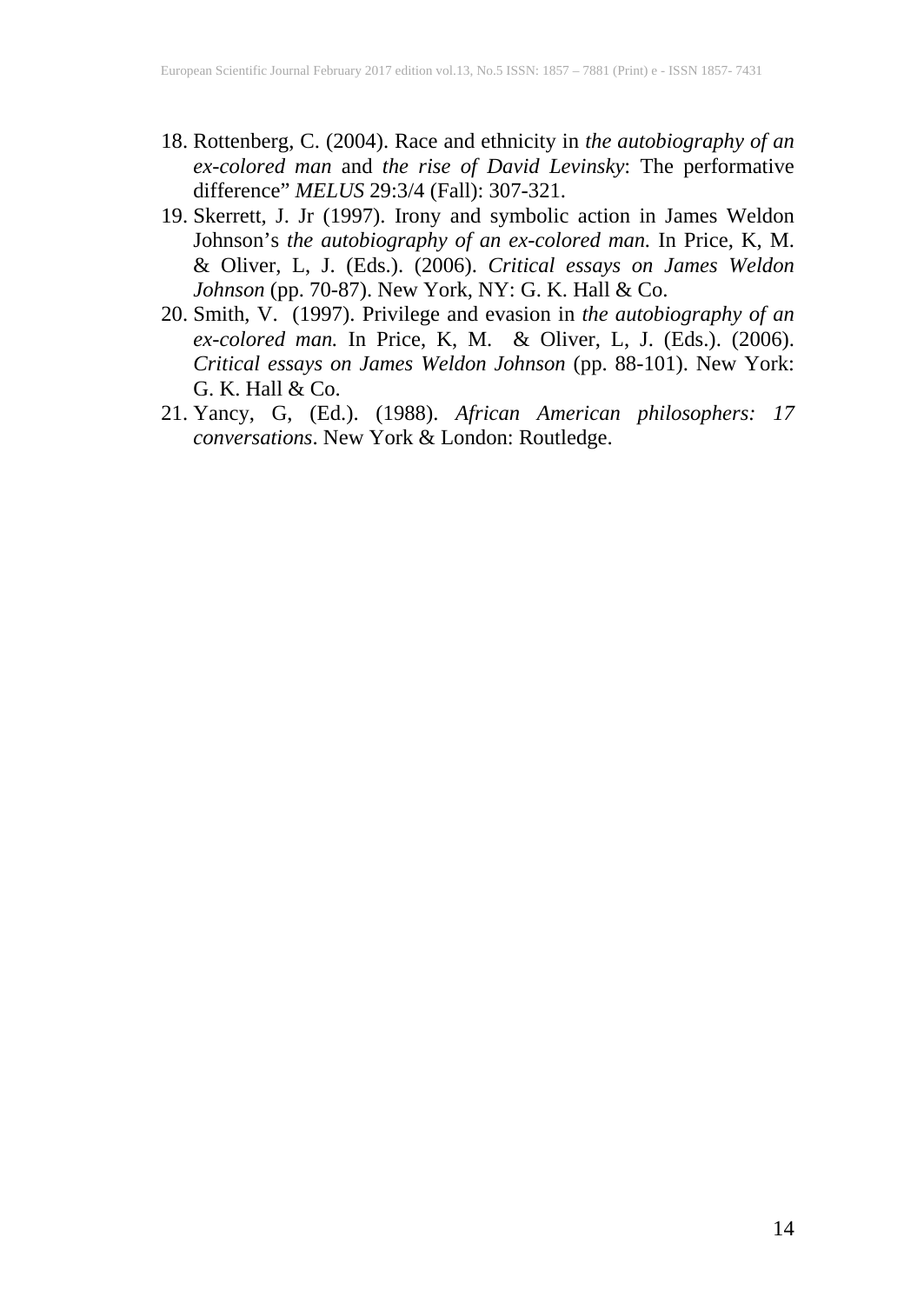18. Rottenberg, C. (2004). Race and ethnicity in *the autobiography of an ex-colored man* and *the rise of David Levinsky*: The performative difference" *MELUS* 29:3/4 (Fall): 307-321.
19. Skerrett, J. Jr (1997). Irony and symbolic action in James Weldon Johnson's *the autobiography of an ex-colored man.* In Price, K, M. & Oliver, L, J. (Eds.). (2006). *Critical essays on James Weldon Johnson* (pp. 70-87). New York, NY: G. K. Hall & Co.
20. Smith, V. (1997). Privilege and evasion in *the autobiography of an ex-colored man.* In Price, K, M. & Oliver, L, J. (Eds.). (2006). *Critical essays on James Weldon Johnson* (pp. 88-101). New York: G. K. Hall & Co.
21. Yancy, G, (Ed.). (1988). *African American philosophers: 17 conversations*. New York & London: Routledge.